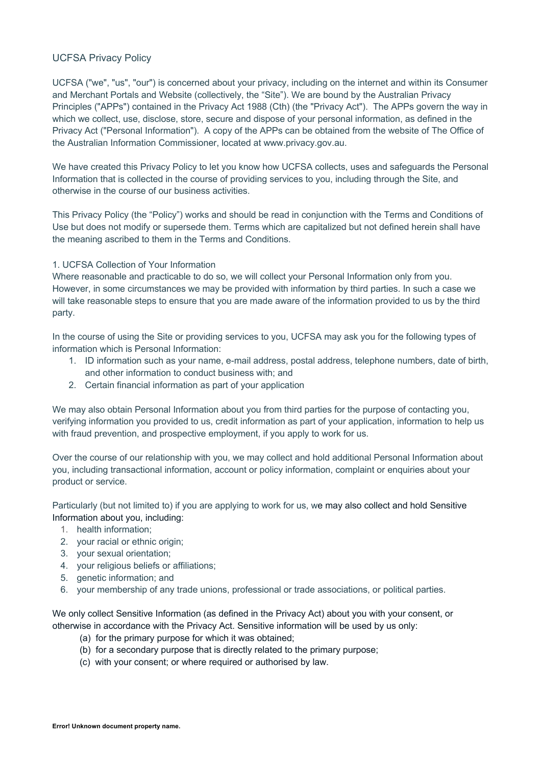# UCFSA Privacy Policy

UCFSA ("we", "us", "our") is concerned about your privacy, including on the internet and within its Consumer and Merchant Portals and Website (collectively, the "Site"). We are bound by the Australian Privacy Principles ("APPs") contained in the Privacy Act 1988 (Cth) (the "Privacy Act"). The APPs govern the way in which we collect, use, disclose, store, secure and dispose of your personal information, as defined in the Privacy Act ("Personal Information"). A copy of the APPs can be obtained from the website of The Office of the Australian Information Commissioner, located at www.privacy.gov.au.

We have created this Privacy Policy to let you know how UCFSA collects, uses and safeguards the Personal Information that is collected in the course of providing services to you, including through the Site, and otherwise in the course of our business activities.

This Privacy Policy (the "Policy") works and should be read in conjunction with the Terms and Conditions of Use but does not modify or supersede them. Terms which are capitalized but not defined herein shall have the meaning ascribed to them in the Terms and Conditions.

## 1. UCFSA Collection of Your Information

Where reasonable and practicable to do so, we will collect your Personal Information only from you. However, in some circumstances we may be provided with information by third parties. In such a case we will take reasonable steps to ensure that you are made aware of the information provided to us by the third party.

In the course of using the Site or providing services to you, UCFSA may ask you for the following types of information which is Personal Information:

1. ID information such as your name, e-mail address, postal address, telephone numbers, date of birth, and other information to conduct business with; and
2. Certain financial information as part of your application

We may also obtain Personal Information about you from third parties for the purpose of contacting you, verifying information you provided to us, credit information as part of your application, information to help us with fraud prevention, and prospective employment, if you apply to work for us.

Over the course of our relationship with you, we may collect and hold additional Personal Information about you, including transactional information, account or policy information, complaint or enquiries about your product or service.

Particularly (but not limited to) if you are applying to work for us, we may also collect and hold Sensitive Information about you, including:

1. health information;
2. your racial or ethnic origin;
3. your sexual orientation;
4. your religious beliefs or affiliations;
5. genetic information; and
6. your membership of any trade unions, professional or trade associations, or political parties.

We only collect Sensitive Information (as defined in the Privacy Act) about you with your consent, or otherwise in accordance with the Privacy Act. Sensitive information will be used by us only:

(a) for the primary purpose for which it was obtained;
(b) for a secondary purpose that is directly related to the primary purpose;
(c) with your consent; or where required or authorised by law.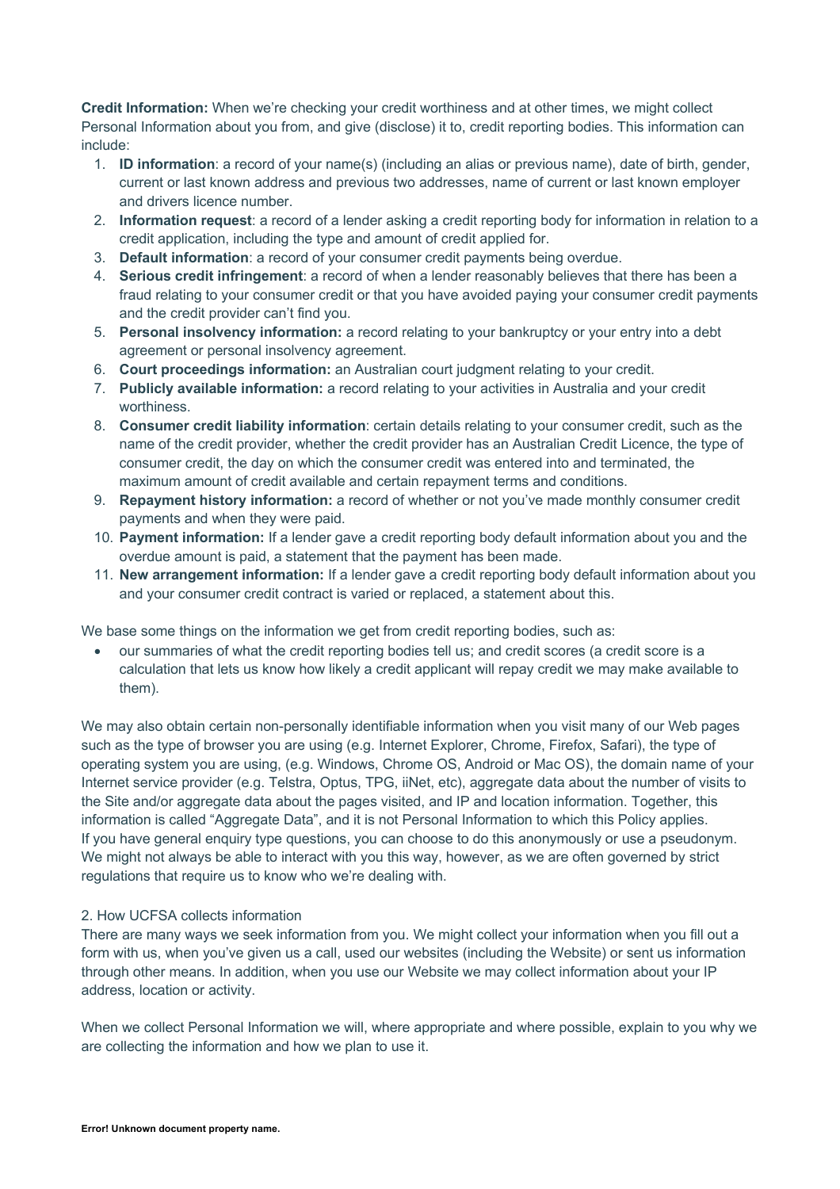**Credit Information:** When we're checking your credit worthiness and at other times, we might collect Personal Information about you from, and give (disclose) it to, credit reporting bodies. This information can include:

1. **ID information**: a record of your name(s) (including an alias or previous name), date of birth, gender, current or last known address and previous two addresses, name of current or last known employer and drivers licence number.
2. **Information request**: a record of a lender asking a credit reporting body for information in relation to a credit application, including the type and amount of credit applied for.
3. **Default information**: a record of your consumer credit payments being overdue.
4. **Serious credit infringement**: a record of when a lender reasonably believes that there has been a fraud relating to your consumer credit or that you have avoided paying your consumer credit payments and the credit provider can't find you.
5. **Personal insolvency information:** a record relating to your bankruptcy or your entry into a debt agreement or personal insolvency agreement.
6. **Court proceedings information:** an Australian court judgment relating to your credit.
7. **Publicly available information:** a record relating to your activities in Australia and your credit worthiness.
8. **Consumer credit liability information**: certain details relating to your consumer credit, such as the name of the credit provider, whether the credit provider has an Australian Credit Licence, the type of consumer credit, the day on which the consumer credit was entered into and terminated, the maximum amount of credit available and certain repayment terms and conditions.
9. **Repayment history information:** a record of whether or not you've made monthly consumer credit payments and when they were paid.
10. **Payment information:** If a lender gave a credit reporting body default information about you and the overdue amount is paid, a statement that the payment has been made.
11. **New arrangement information:** If a lender gave a credit reporting body default information about you and your consumer credit contract is varied or replaced, a statement about this.

We base some things on the information we get from credit reporting bodies, such as:

- our summaries of what the credit reporting bodies tell us; and credit scores (a credit score is a calculation that lets us know how likely a credit applicant will repay credit we may make available to them).

We may also obtain certain non-personally identifiable information when you visit many of our Web pages such as the type of browser you are using (e.g. Internet Explorer, Chrome, Firefox, Safari), the type of operating system you are using, (e.g. Windows, Chrome OS, Android or Mac OS), the domain name of your Internet service provider (e.g. Telstra, Optus, TPG, iiNet, etc), aggregate data about the number of visits to the Site and/or aggregate data about the pages visited, and IP and location information. Together, this information is called "Aggregate Data", and it is not Personal Information to which this Policy applies.
If you have general enquiry type questions, you can choose to do this anonymously or use a pseudonym. We might not always be able to interact with you this way, however, as we are often governed by strict regulations that require us to know who we're dealing with.

2. How UCFSA collects information

There are many ways we seek information from you. We might collect your information when you fill out a form with us, when you've given us a call, used our websites (including the Website) or sent us information through other means. In addition, when you use our Website we may collect information about your IP address, location or activity.

When we collect Personal Information we will, where appropriate and where possible, explain to you why we are collecting the information and how we plan to use it.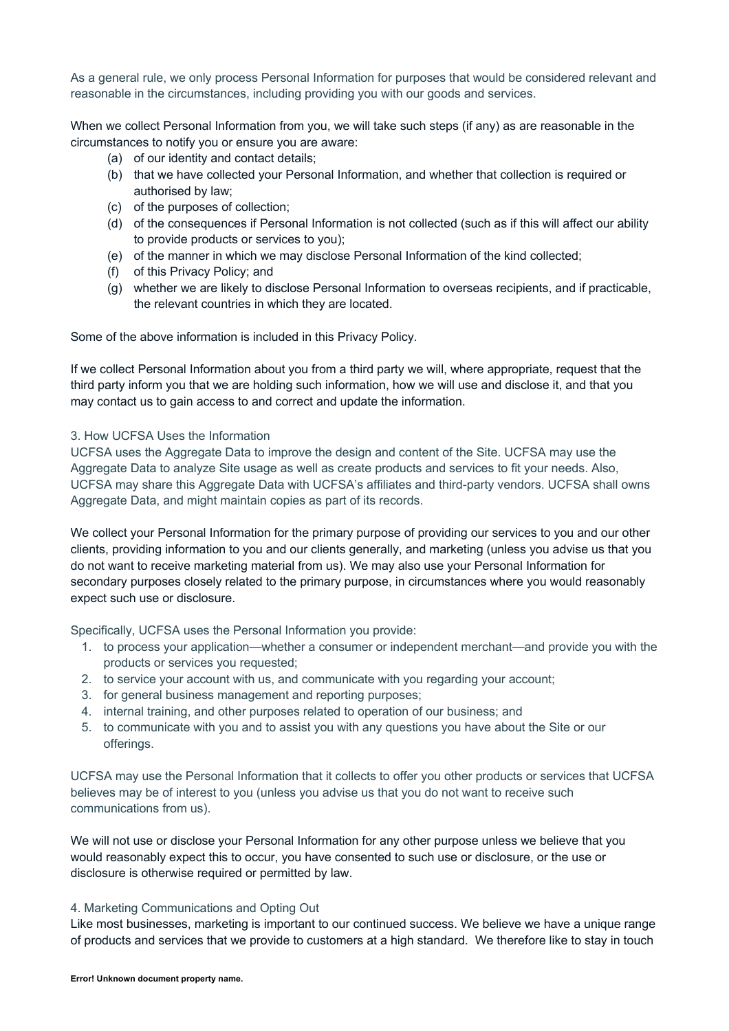As a general rule, we only process Personal Information for purposes that would be considered relevant and reasonable in the circumstances, including providing you with our goods and services.

When we collect Personal Information from you, we will take such steps (if any) as are reasonable in the circumstances to notify you or ensure you are aware:

(a) of our identity and contact details;
(b) that we have collected your Personal Information, and whether that collection is required or authorised by law;
(c) of the purposes of collection;
(d) of the consequences if Personal Information is not collected (such as if this will affect our ability to provide products or services to you);
(e) of the manner in which we may disclose Personal Information of the kind collected;
(f) of this Privacy Policy; and
(g) whether we are likely to disclose Personal Information to overseas recipients, and if practicable, the relevant countries in which they are located.

Some of the above information is included in this Privacy Policy.

If we collect Personal Information about you from a third party we will, where appropriate, request that the third party inform you that we are holding such information, how we will use and disclose it, and that you may contact us to gain access to and correct and update the information.

## 3. How UCFSA Uses the Information

UCFSA uses the Aggregate Data to improve the design and content of the Site. UCFSA may use the Aggregate Data to analyze Site usage as well as create products and services to fit your needs. Also, UCFSA may share this Aggregate Data with UCFSA's affiliates and third-party vendors. UCFSA shall owns Aggregate Data, and might maintain copies as part of its records.

We collect your Personal Information for the primary purpose of providing our services to you and our other clients, providing information to you and our clients generally, and marketing (unless you advise us that you do not want to receive marketing material from us). We may also use your Personal Information for secondary purposes closely related to the primary purpose, in circumstances where you would reasonably expect such use or disclosure.

Specifically, UCFSA uses the Personal Information you provide:

1. to process your application—whether a consumer or independent merchant—and provide you with the products or services you requested;
2. to service your account with us, and communicate with you regarding your account;
3. for general business management and reporting purposes;
4. internal training, and other purposes related to operation of our business; and
5. to communicate with you and to assist you with any questions you have about the Site or our offerings.

UCFSA may use the Personal Information that it collects to offer you other products or services that UCFSA believes may be of interest to you (unless you advise us that you do not want to receive such communications from us).

We will not use or disclose your Personal Information for any other purpose unless we believe that you would reasonably expect this to occur, you have consented to such use or disclosure, or the use or disclosure is otherwise required or permitted by law.

## 4. Marketing Communications and Opting Out

Like most businesses, marketing is important to our continued success. We believe we have a unique range of products and services that we provide to customers at a high standard. We therefore like to stay in touch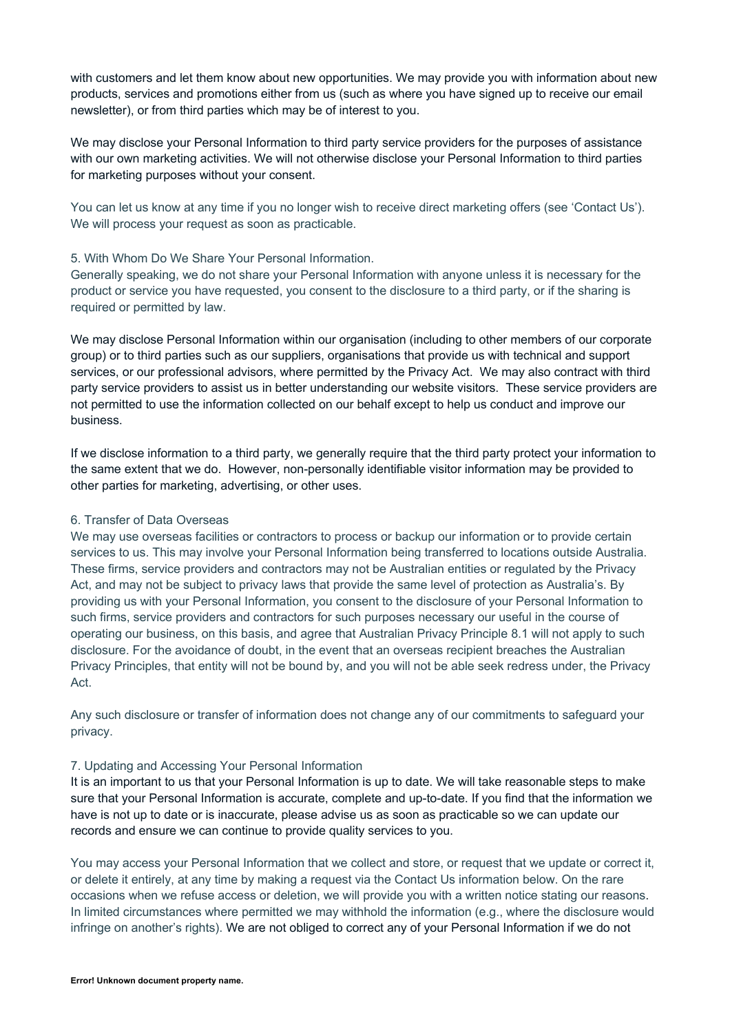with customers and let them know about new opportunities. We may provide you with information about new products, services and promotions either from us (such as where you have signed up to receive our email newsletter), or from third parties which may be of interest to you.

We may disclose your Personal Information to third party service providers for the purposes of assistance with our own marketing activities. We will not otherwise disclose your Personal Information to third parties for marketing purposes without your consent.

You can let us know at any time if you no longer wish to receive direct marketing offers (see 'Contact Us'). We will process your request as soon as practicable.

## 5. With Whom Do We Share Your Personal Information.

Generally speaking, we do not share your Personal Information with anyone unless it is necessary for the product or service you have requested, you consent to the disclosure to a third party, or if the sharing is required or permitted by law.

We may disclose Personal Information within our organisation (including to other members of our corporate group) or to third parties such as our suppliers, organisations that provide us with technical and support services, or our professional advisors, where permitted by the Privacy Act. We may also contract with third party service providers to assist us in better understanding our website visitors. These service providers are not permitted to use the information collected on our behalf except to help us conduct and improve our business.

If we disclose information to a third party, we generally require that the third party protect your information to the same extent that we do. However, non-personally identifiable visitor information may be provided to other parties for marketing, advertising, or other uses.

## 6. Transfer of Data Overseas

We may use overseas facilities or contractors to process or backup our information or to provide certain services to us. This may involve your Personal Information being transferred to locations outside Australia. These firms, service providers and contractors may not be Australian entities or regulated by the Privacy Act, and may not be subject to privacy laws that provide the same level of protection as Australia's. By providing us with your Personal Information, you consent to the disclosure of your Personal Information to such firms, service providers and contractors for such purposes necessary our useful in the course of operating our business, on this basis, and agree that Australian Privacy Principle 8.1 will not apply to such disclosure. For the avoidance of doubt, in the event that an overseas recipient breaches the Australian Privacy Principles, that entity will not be bound by, and you will not be able seek redress under, the Privacy Act.

Any such disclosure or transfer of information does not change any of our commitments to safeguard your privacy.

## 7. Updating and Accessing Your Personal Information

It is an important to us that your Personal Information is up to date. We will take reasonable steps to make sure that your Personal Information is accurate, complete and up-to-date. If you find that the information we have is not up to date or is inaccurate, please advise us as soon as practicable so we can update our records and ensure we can continue to provide quality services to you.

You may access your Personal Information that we collect and store, or request that we update or correct it, or delete it entirely, at any time by making a request via the Contact Us information below. On the rare occasions when we refuse access or deletion, we will provide you with a written notice stating our reasons. In limited circumstances where permitted we may withhold the information (e.g., where the disclosure would infringe on another's rights). We are not obliged to correct any of your Personal Information if we do not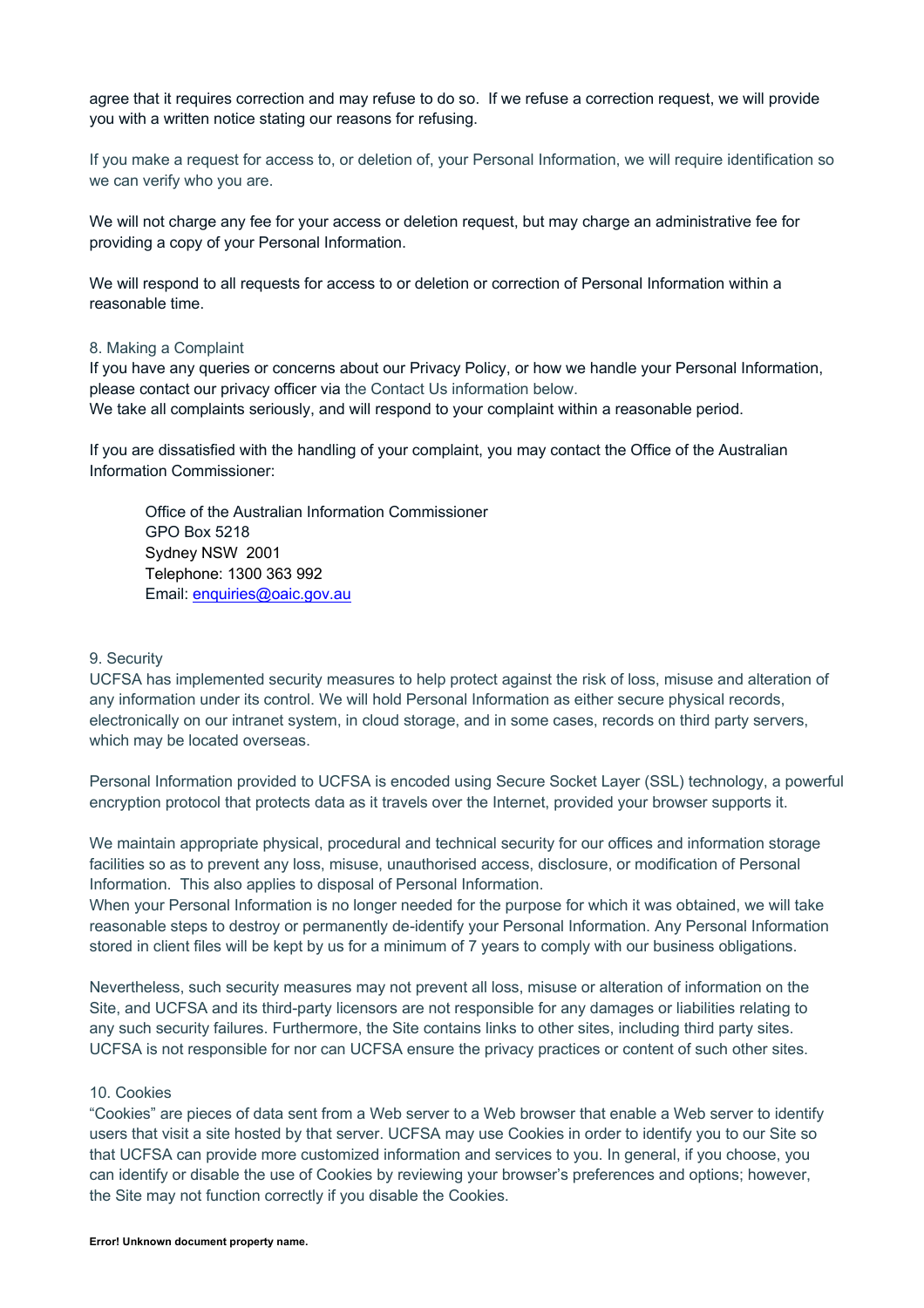agree that it requires correction and may refuse to do so. If we refuse a correction request, we will provide you with a written notice stating our reasons for refusing.

If you make a request for access to, or deletion of, your Personal Information, we will require identification so we can verify who you are.

We will not charge any fee for your access or deletion request, but may charge an administrative fee for providing a copy of your Personal Information.

We will respond to all requests for access to or deletion or correction of Personal Information within a reasonable time.

## 8. Making a Complaint

If you have any queries or concerns about our Privacy Policy, or how we handle your Personal Information, please contact our privacy officer via the Contact Us information below.
We take all complaints seriously, and will respond to your complaint within a reasonable period.

If you are dissatisfied with the handling of your complaint, you may contact the Office of the Australian Information Commissioner:

> Office of the Australian Information Commissioner
> GPO Box 5218
> Sydney NSW 2001
> Telephone: 1300 363 992
> Email: [enquiries@oaic.gov.au](mailto:enquiries@oaic.gov.au)

## 9. Security

UCFSA has implemented security measures to help protect against the risk of loss, misuse and alteration of any information under its control. We will hold Personal Information as either secure physical records, electronically on our intranet system, in cloud storage, and in some cases, records on third party servers, which may be located overseas.

Personal Information provided to UCFSA is encoded using Secure Socket Layer (SSL) technology, a powerful encryption protocol that protects data as it travels over the Internet, provided your browser supports it.

We maintain appropriate physical, procedural and technical security for our offices and information storage facilities so as to prevent any loss, misuse, unauthorised access, disclosure, or modification of Personal Information. This also applies to disposal of Personal Information.
When your Personal Information is no longer needed for the purpose for which it was obtained, we will take reasonable steps to destroy or permanently de-identify your Personal Information. Any Personal Information stored in client files will be kept by us for a minimum of 7 years to comply with our business obligations.

Nevertheless, such security measures may not prevent all loss, misuse or alteration of information on the Site, and UCFSA and its third-party licensors are not responsible for any damages or liabilities relating to any such security failures. Furthermore, the Site contains links to other sites, including third party sites. UCFSA is not responsible for nor can UCFSA ensure the privacy practices or content of such other sites.

## 10. Cookies

"Cookies" are pieces of data sent from a Web server to a Web browser that enable a Web server to identify users that visit a site hosted by that server. UCFSA may use Cookies in order to identify you to our Site so that UCFSA can provide more customized information and services to you. In general, if you choose, you can identify or disable the use of Cookies by reviewing your browser's preferences and options; however, the Site may not function correctly if you disable the Cookies.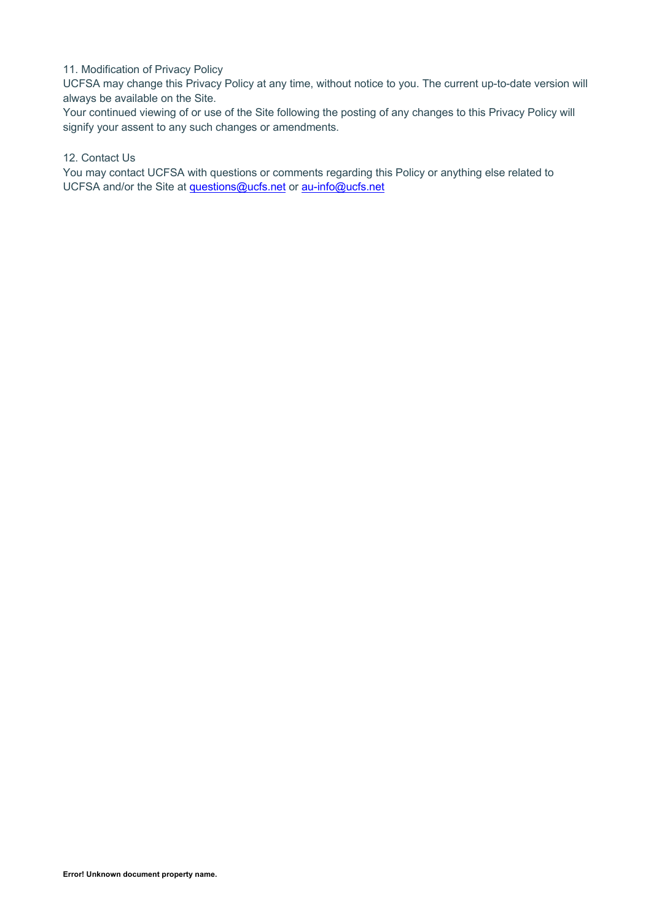11. Modification of Privacy Policy

UCFSA may change this Privacy Policy at any time, without notice to you. The current up-to-date version will always be available on the Site.

Your continued viewing of or use of the Site following the posting of any changes to this Privacy Policy will signify your assent to any such changes or amendments.

12. Contact Us

You may contact UCFSA with questions or comments regarding this Policy or anything else related to UCFSA and/or the Site at questions@ucfs.net or au-info@ucfs.net

**Error! Unknown document property name.**